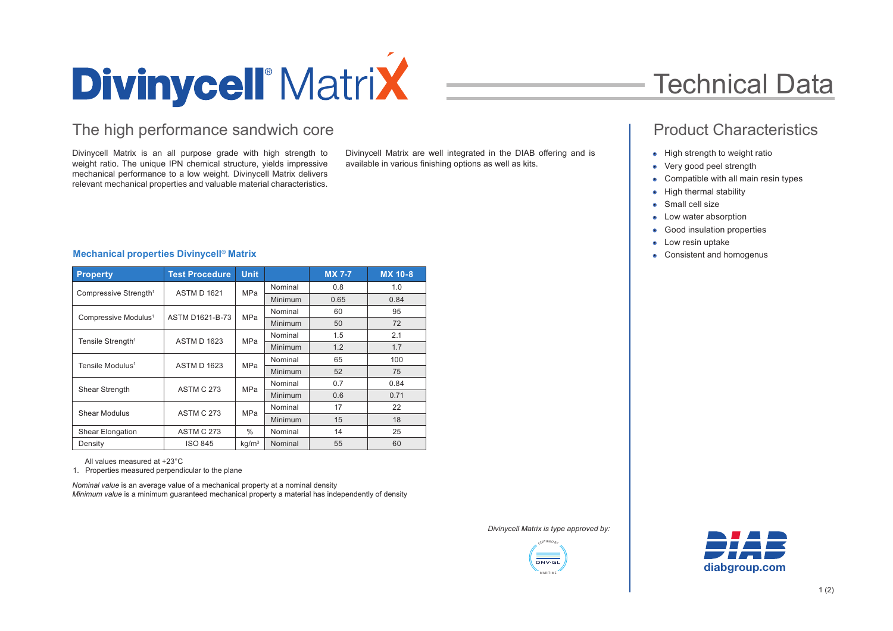# Divinycell® MatriX — Technical Data

## The high performance sandwich core

Divinycell Matrix is an all purpose grade with high strength to weight ratio. The unique IPN chemical structure, yields impressive mechanical performance to a low weight. Divinycell Matrix delivers relevant mechanical properties and valuable material characteristics.

Divinycell Matrix are well integrated in the DIAB offering and is available in various finishing options as well as kits.

### Mechanical properties Divinycell® Matrix

| Property | Test Procedure | Unit | | MX 7-7 | MX 10-8 |
|---|---|---|---|---|---|
| Compressive Strength[1] | ASTM D 1621 | MPa | Nominal | 0.8 | 1.0 |
| | | | Minimum | 0.65 | 0.84 |
| Compressive Modulus[1] | ASTM D1621-B-73 | MPa | Nominal | 60 | 95 |
| | | | Minimum | 50 | 72 |
| Tensile Strength[1] | ASTM D 1623 | MPa | Nominal | 1.5 | 2.1 |
| | | | Minimum | 1.2 | 1.7 |
| Tensile Modulus[1] | ASTM D 1623 | MPa | Nominal | 65 | 100 |
| | | | Minimum | 52 | 75 |
| Shear Strength | ASTM C 273 | MPa | Nominal | 0.7 | 0.84 |
| | | | Minimum | 0.6 | 0.71 |
| Shear Modulus | ASTM C 273 | MPa | Nominal | 17 | 22 |
| | | | Minimum | 15 | 18 |
| Shear Elongation | ASTM C 273 | % | Nominal | 14 | 25 |
| Density | ISO 845 | $kg/m^3$ | Nominal | 55 | 60 |

All values measured at +23°C

1. Properties measured perpendicular to the plane

*Nominal value* is an average value of a mechanical property at a nominal density
*Minimum value* is a minimum guaranteed mechanical property a material has independently of density

## Product Characteristics

- High strength to weight ratio
- Very good peel strength
- Compatible with all main resin types
- High thermal stability
- Small cell size
- Low water absorption
- Good insulation properties
- Low resin uptake
- Consistent and homogenus

*Divinycell Matrix is type approved by:*

DNV·GL MARITIME

diabgroup.com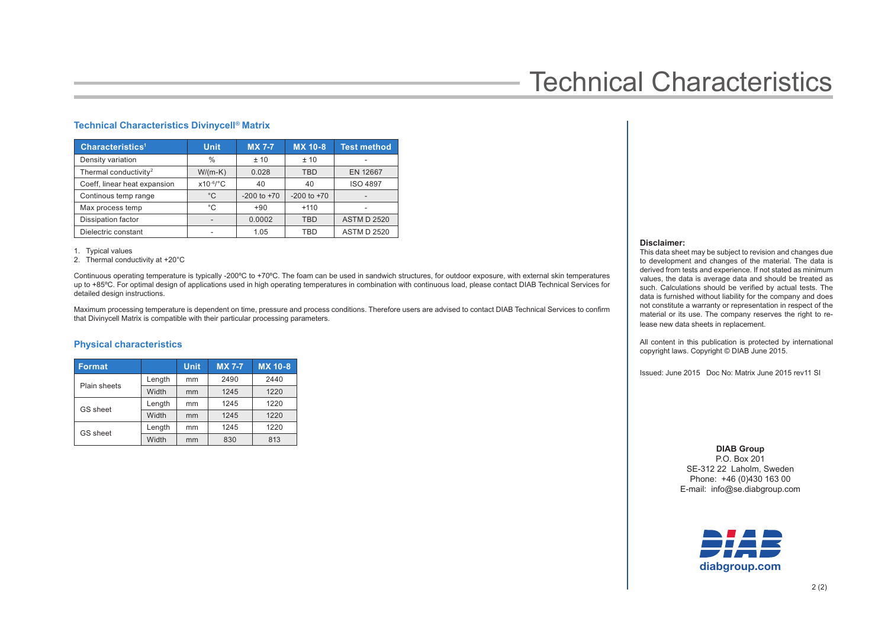# Technical Characteristics

### Technical Characteristics Divinycell® Matrix

| Characteristics[1] | Unit | MX 7-7 | MX 10-8 | Test method |
|---|---|---|---|---|
| Density variation | % | ± 10 | ± 10 | - |
| Thermal conductivity[2] | W/(m-K) | 0.028 | TBD | EN 12667 |
| Coeff, linear heat expansion | $x10^{-6}$/°C | 40 | 40 | ISO 4897 |
| Continous temp range | °C | -200 to +70 | -200 to +70 | - |
| Max process temp | °C | +90 | +110 | - |
| Dissipation factor | - | 0.0002 | TBD | ASTM D 2520 |
| Dielectric constant | - | 1.05 | TBD | ASTM D 2520 |

1. Typical values
2. Thermal conductivity at +20°C

Continuous operating temperature is typically -200ºC to +70ºC. The foam can be used in sandwich structures, for outdoor exposure, with external skin temperatures up to +85ºC. For optimal design of applications used in high operating temperatures in combination with continuous load, please contact DIAB Technical Services for detailed design instructions.

Maximum processing temperature is dependent on time, pressure and process conditions. Therefore users are advised to contact DIAB Technical Services to confirm that Divinycell Matrix is compatible with their particular processing parameters.

### Physical characteristics

| Format | | Unit | MX 7-7 | MX 10-8 |
|---|---|---|---|---|
| Plain sheets | Length | mm | 2490 | 2440 |
| | Width | mm | 1245 | 1220 |
| GS sheet | Length | mm | 1245 | 1220 |
| | Width | mm | 1245 | 1220 |
| GS sheet | Length | mm | 1245 | 1220 |
| | Width | mm | 830 | 813 |

**Disclaimer:**
This data sheet may be subject to revision and changes due to development and changes of the material. The data is derived from tests and experience. If not stated as minimum values, the data is average data and should be treated as such. Calculations should be verified by actual tests. The data is furnished without liability for the company and does not constitute a warranty or representation in respect of the material or its use. The company reserves the right to release new data sheets in replacement.

All content in this publication is protected by international copyright laws. Copyright © DIAB June 2015.

Issued: June 2015 Doc No: Matrix June 2015 rev11 SI

**DIAB Group**
P.O. Box 201
SE-312 22 Laholm, Sweden
Phone: +46 (0)430 163 00
E-mail: info@se.diabgroup.com

diabgroup.com